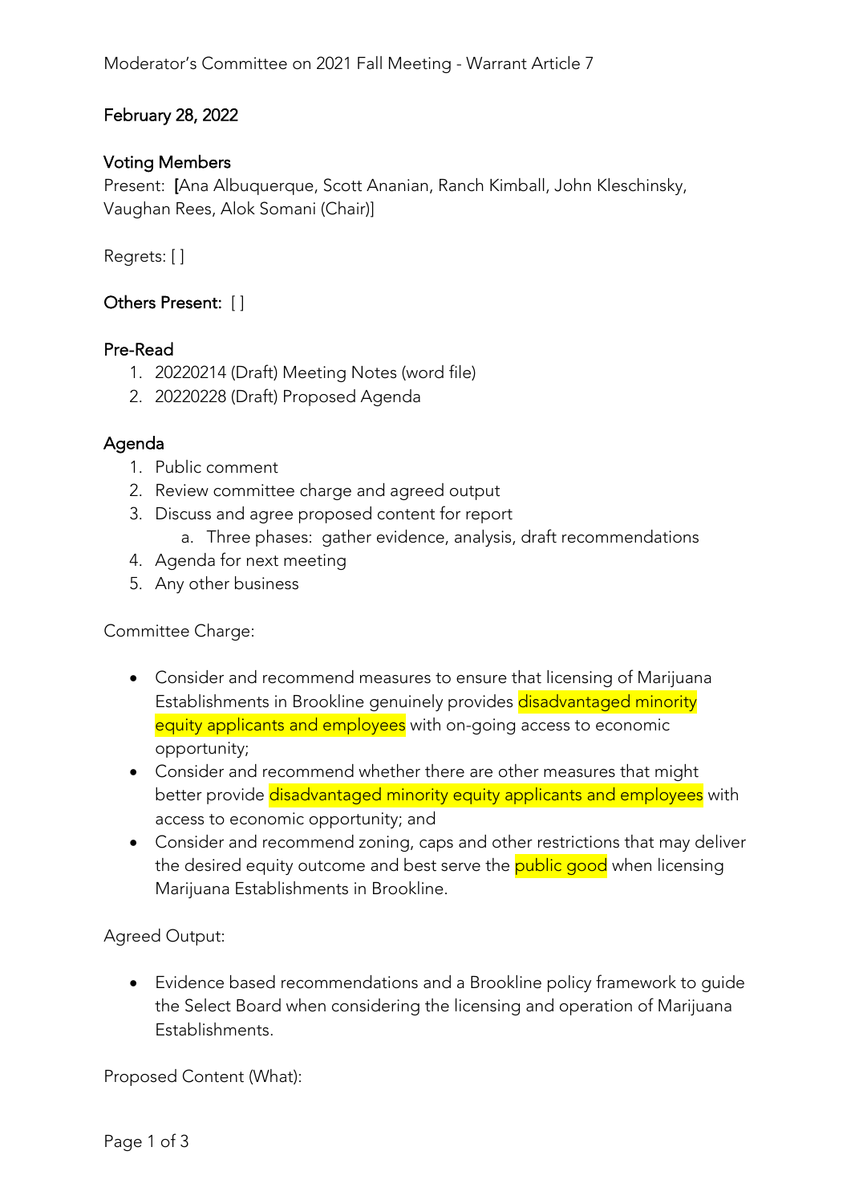Moderator's Committee on 2021 Fall Meeting - Warrant Article 7

## February 28, 2022

### Voting Members

Present: [Ana Albuquerque, Scott Ananian, Ranch Kimball, John Kleschinsky, Vaughan Rees, Alok Somani (Chair)]

Regrets: [ ]

### Others Present: [ ]

### Pre-Read

1. 20220214 (Draft) Meeting Notes (word file)
2. 20220228 (Draft) Proposed Agenda

### Agenda

1. Public comment
2. Review committee charge and agreed output
3. Discuss and agree proposed content for report
    a. Three phases: gather evidence, analysis, draft recommendations
4. Agenda for next meeting
5. Any other business

Committee Charge:

- Consider and recommend measures to ensure that licensing of Marijuana Establishments in Brookline genuinely provides disadvantaged minority equity applicants and employees with on-going access to economic opportunity;
- Consider and recommend whether there are other measures that might better provide disadvantaged minority equity applicants and employees with access to economic opportunity; and
- Consider and recommend zoning, caps and other restrictions that may deliver the desired equity outcome and best serve the public good when licensing Marijuana Establishments in Brookline.

Agreed Output:

- Evidence based recommendations and a Brookline policy framework to guide the Select Board when considering the licensing and operation of Marijuana Establishments.

Proposed Content (What):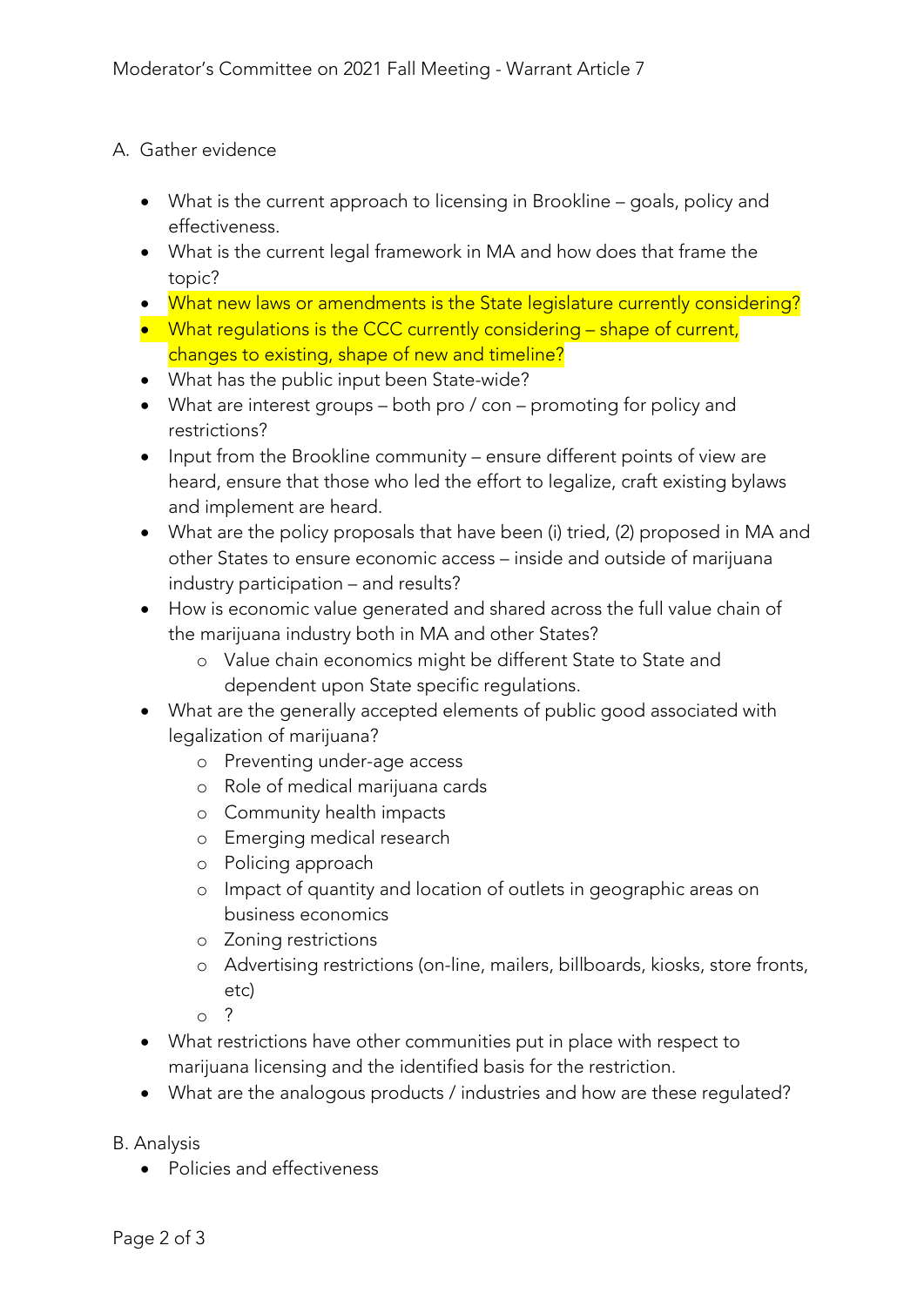Moderator's Committee on 2021 Fall Meeting - Warrant Article 7

A. Gather evidence

- What is the current approach to licensing in Brookline – goals, policy and effectiveness.
- What is the current legal framework in MA and how does that frame the topic?
- What new laws or amendments is the State legislature currently considering?
- What regulations is the CCC currently considering – shape of current, changes to existing, shape of new and timeline?
- What has the public input been State-wide?
- What are interest groups – both pro / con – promoting for policy and restrictions?
- Input from the Brookline community – ensure different points of view are heard, ensure that those who led the effort to legalize, craft existing bylaws and implement are heard.
- What are the policy proposals that have been (i) tried, (2) proposed in MA and other States to ensure economic access – inside and outside of marijuana industry participation – and results?
- How is economic value generated and shared across the full value chain of the marijuana industry both in MA and other States?
  - Value chain economics might be different State to State and dependent upon State specific regulations.
- What are the generally accepted elements of public good associated with legalization of marijuana?
  - Preventing under-age access
  - Role of medical marijuana cards
  - Community health impacts
  - Emerging medical research
  - Policing approach
  - Impact of quantity and location of outlets in geographic areas on business economics
  - Zoning restrictions
  - Advertising restrictions (on-line, mailers, billboards, kiosks, store fronts, etc)
  - ?
- What restrictions have other communities put in place with respect to marijuana licensing and the identified basis for the restriction.
- What are the analogous products / industries and how are these regulated?

B. Analysis

- Policies and effectiveness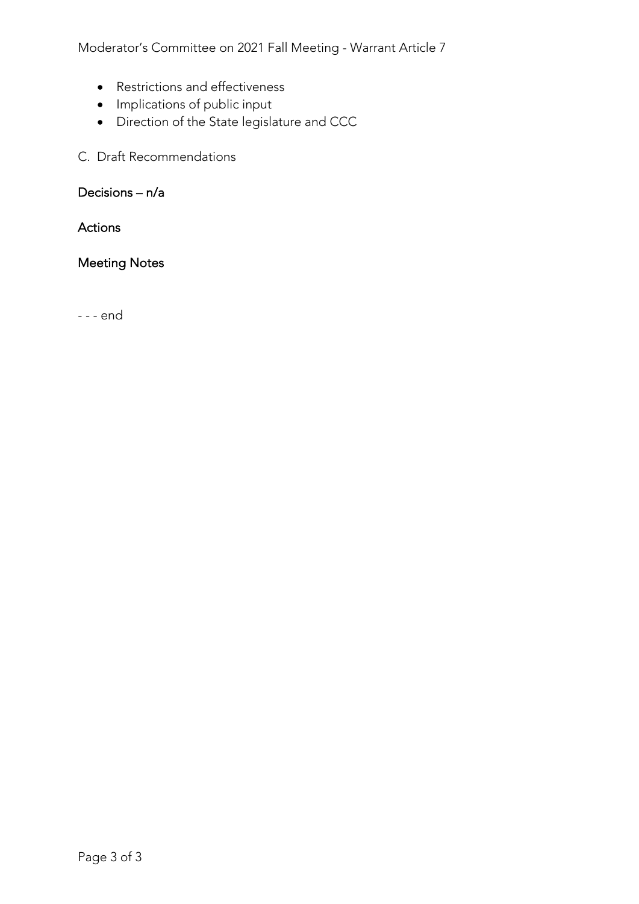- Restrictions and effectiveness
- Implications of public input
- Direction of the State legislature and CCC

C. Draft Recommendations

## Decisions – n/a

## Actions

## Meeting Notes

- - - end